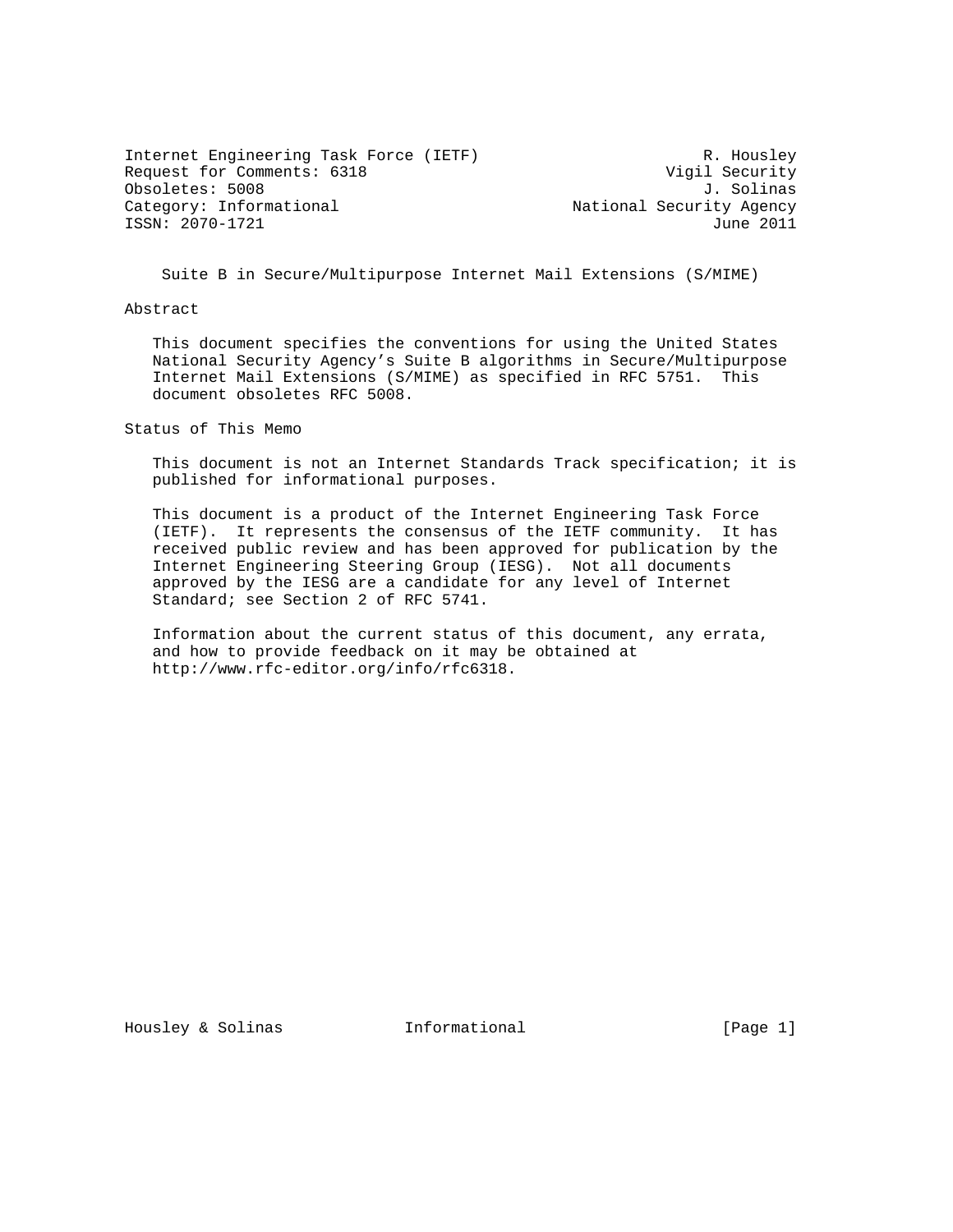Internet Engineering Task Force (IETF) R. Housley
Request for Comments: 6318 Vigil Security
Obsoletes: 5008 J. Solinas
Category: Informational National Security Agency
ISSN: 2070-1721 June 2011

# Suite B in Secure/Multipurpose Internet Mail Extensions (S/MIME)

## Abstract

This document specifies the conventions for using the United States National Security Agency's Suite B algorithms in Secure/Multipurpose Internet Mail Extensions (S/MIME) as specified in RFC 5751. This document obsoletes RFC 5008.

## Status of This Memo

This document is not an Internet Standards Track specification; it is published for informational purposes.

This document is a product of the Internet Engineering Task Force (IETF). It represents the consensus of the IETF community. It has received public review and has been approved for publication by the Internet Engineering Steering Group (IESG). Not all documents approved by the IESG are a candidate for any level of Internet Standard; see Section 2 of RFC 5741.

Information about the current status of this document, any errata, and how to provide feedback on it may be obtained at http://www.rfc-editor.org/info/rfc6318.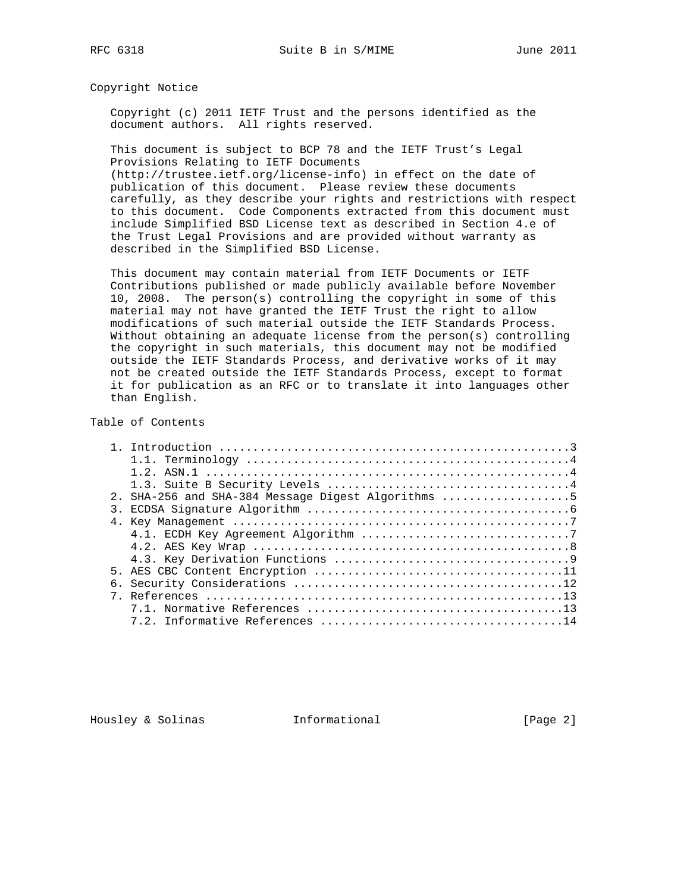## Copyright Notice

Copyright (c) 2011 IETF Trust and the persons identified as the document authors. All rights reserved.

This document is subject to BCP 78 and the IETF Trust's Legal Provisions Relating to IETF Documents (http://trustee.ietf.org/license-info) in effect on the date of publication of this document. Please review these documents carefully, as they describe your rights and restrictions with respect to this document. Code Components extracted from this document must include Simplified BSD License text as described in Section 4.e of the Trust Legal Provisions and are provided without warranty as described in the Simplified BSD License.

This document may contain material from IETF Documents or IETF Contributions published or made publicly available before November 10, 2008. The person(s) controlling the copyright in some of this material may not have granted the IETF Trust the right to allow modifications of such material outside the IETF Standards Process. Without obtaining an adequate license from the person(s) controlling the copyright in such materials, this document may not be modified outside the IETF Standards Process, and derivative works of it may not be created outside the IETF Standards Process, except to format it for publication as an RFC or to translate it into languages other than English.

## Table of Contents

```
   1. Introduction ....................................................3
      1.1. Terminology ................................................4
      1.2. ASN.1 ......................................................4
      1.3. Suite B Security Levels ....................................4
   2. SHA-256 and SHA-384 Message Digest Algorithms ...................5
   3. ECDSA Signature Algorithm .......................................6
   4. Key Management ..................................................7
      4.1. ECDH Key Agreement Algorithm ...............................7
      4.2. AES Key Wrap ...............................................8
      4.3. Key Derivation Functions ...................................9
   5. AES CBC Content Encryption .....................................11
   6. Security Considerations ........................................12
   7. References .....................................................13
      7.1. Normative References ......................................13
      7.2. Informative References ....................................14
```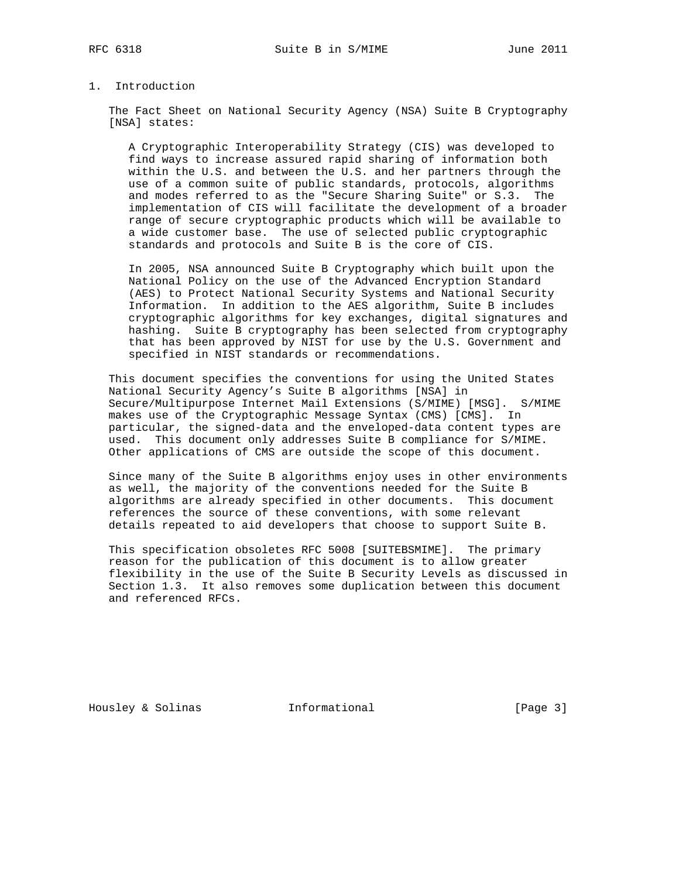## 1. Introduction

The Fact Sheet on National Security Agency (NSA) Suite B Cryptography [NSA] states:

> A Cryptographic Interoperability Strategy (CIS) was developed to find ways to increase assured rapid sharing of information both within the U.S. and between the U.S. and her partners through the use of a common suite of public standards, protocols, algorithms and modes referred to as the "Secure Sharing Suite" or S.3. The implementation of CIS will facilitate the development of a broader range of secure cryptographic products which will be available to a wide customer base. The use of selected public cryptographic standards and protocols and Suite B is the core of CIS.
>
> In 2005, NSA announced Suite B Cryptography which built upon the National Policy on the use of the Advanced Encryption Standard (AES) to Protect National Security Systems and National Security Information. In addition to the AES algorithm, Suite B includes cryptographic algorithms for key exchanges, digital signatures and hashing. Suite B cryptography has been selected from cryptography that has been approved by NIST for use by the U.S. Government and specified in NIST standards or recommendations.

This document specifies the conventions for using the United States National Security Agency's Suite B algorithms [NSA] in Secure/Multipurpose Internet Mail Extensions (S/MIME) [MSG]. S/MIME makes use of the Cryptographic Message Syntax (CMS) [CMS]. In particular, the signed-data and the enveloped-data content types are used. This document only addresses Suite B compliance for S/MIME. Other applications of CMS are outside the scope of this document.

Since many of the Suite B algorithms enjoy uses in other environments as well, the majority of the conventions needed for the Suite B algorithms are already specified in other documents. This document references the source of these conventions, with some relevant details repeated to aid developers that choose to support Suite B.

This specification obsoletes RFC 5008 [SUITEBSMIME]. The primary reason for the publication of this document is to allow greater flexibility in the use of the Suite B Security Levels as discussed in Section 1.3. It also removes some duplication between this document and referenced RFCs.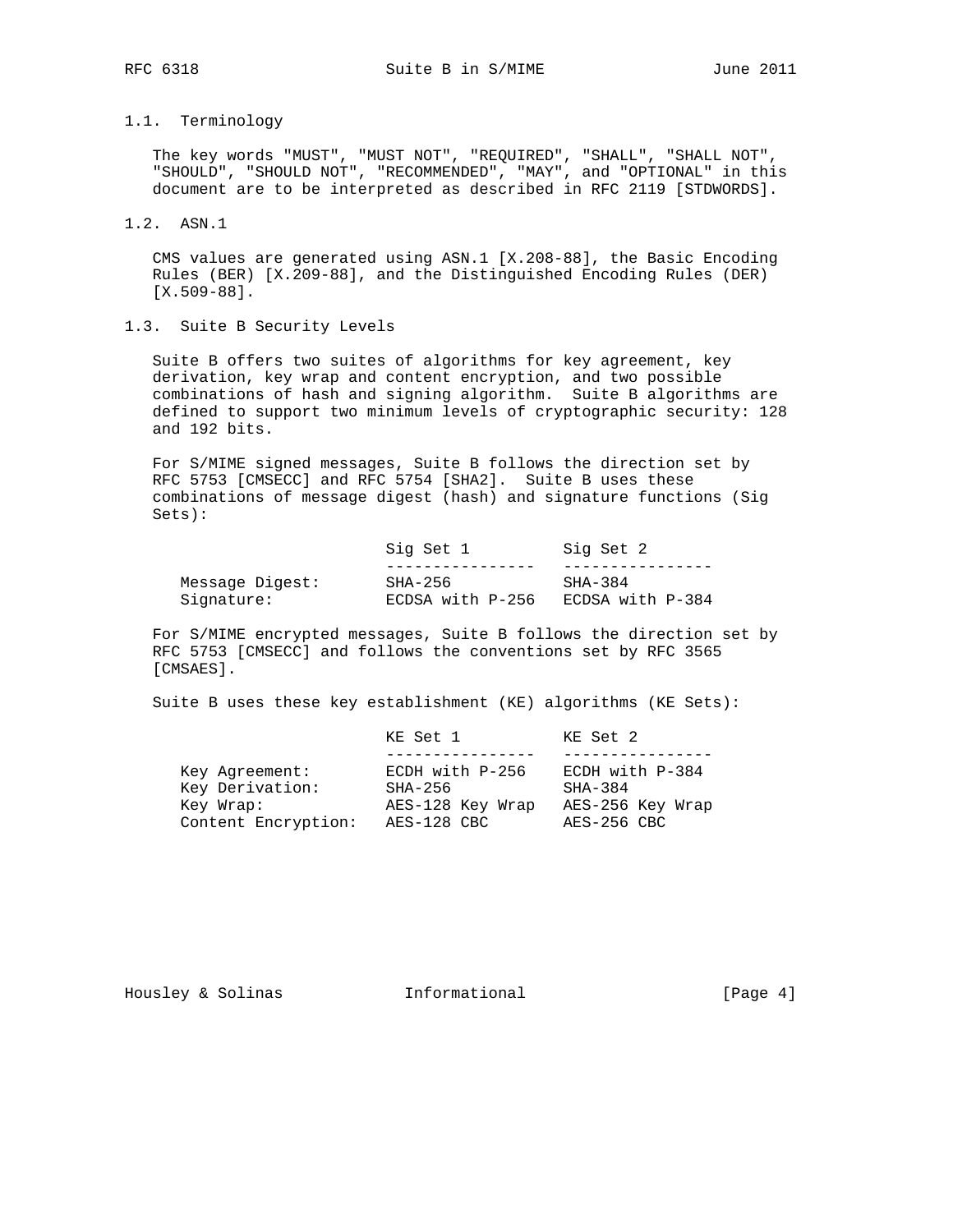## 1.1. Terminology

The key words "MUST", "MUST NOT", "REQUIRED", "SHALL", "SHALL NOT", "SHOULD", "SHOULD NOT", "RECOMMENDED", "MAY", and "OPTIONAL" in this document are to be interpreted as described in RFC 2119 [STDWORDS].

## 1.2. ASN.1

CMS values are generated using ASN.1 [X.208-88], the Basic Encoding Rules (BER) [X.209-88], and the Distinguished Encoding Rules (DER) [X.509-88].

## 1.3. Suite B Security Levels

Suite B offers two suites of algorithms for key agreement, key derivation, key wrap and content encryption, and two possible combinations of hash and signing algorithm. Suite B algorithms are defined to support two minimum levels of cryptographic security: 128 and 192 bits.

For S/MIME signed messages, Suite B follows the direction set by RFC 5753 [CMSECC] and RFC 5754 [SHA2]. Suite B uses these combinations of message digest (hash) and signature functions (Sig Sets):

| | Sig Set 1 | Sig Set 2 |
|---|---|---|
| Message Digest: | SHA-256 | SHA-384 |
| Signature: | ECDSA with P-256 | ECDSA with P-384 |

For S/MIME encrypted messages, Suite B follows the direction set by RFC 5753 [CMSECC] and follows the conventions set by RFC 3565 [CMSAES].

Suite B uses these key establishment (KE) algorithms (KE Sets):

| | KE Set 1 | KE Set 2 |
|---|---|---|
| Key Agreement: | ECDH with P-256 | ECDH with P-384 |
| Key Derivation: | SHA-256 | SHA-384 |
| Key Wrap: | AES-128 Key Wrap | AES-256 Key Wrap |
| Content Encryption: | AES-128 CBC | AES-256 CBC |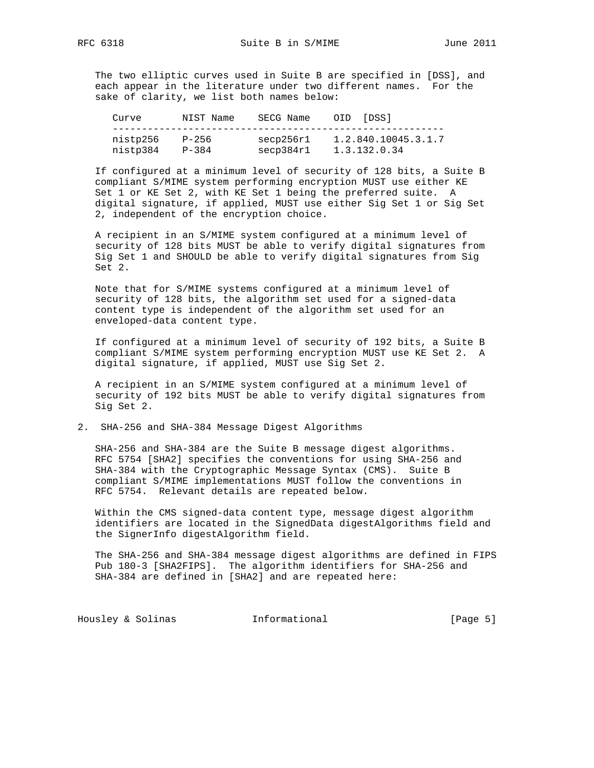The two elliptic curves used in Suite B are specified in [DSS], and each appear in the literature under two different names. For the sake of clarity, we list both names below:

| Curve | NIST Name | SECG Name | OID [DSS] |
|---|---|---|---|
| nistp256 | P-256 | secp256r1 | 1.2.840.10045.3.1.7 |
| nistp384 | P-384 | secp384r1 | 1.3.132.0.34 |

If configured at a minimum level of security of 128 bits, a Suite B compliant S/MIME system performing encryption MUST use either KE Set 1 or KE Set 2, with KE Set 1 being the preferred suite. A digital signature, if applied, MUST use either Sig Set 1 or Sig Set 2, independent of the encryption choice.

A recipient in an S/MIME system configured at a minimum level of security of 128 bits MUST be able to verify digital signatures from Sig Set 1 and SHOULD be able to verify digital signatures from Sig Set 2.

Note that for S/MIME systems configured at a minimum level of security of 128 bits, the algorithm set used for a signed-data content type is independent of the algorithm set used for an enveloped-data content type.

If configured at a minimum level of security of 192 bits, a Suite B compliant S/MIME system performing encryption MUST use KE Set 2. A digital signature, if applied, MUST use Sig Set 2.

A recipient in an S/MIME system configured at a minimum level of security of 192 bits MUST be able to verify digital signatures from Sig Set 2.

## 2. SHA-256 and SHA-384 Message Digest Algorithms

SHA-256 and SHA-384 are the Suite B message digest algorithms. RFC 5754 [SHA2] specifies the conventions for using SHA-256 and SHA-384 with the Cryptographic Message Syntax (CMS). Suite B compliant S/MIME implementations MUST follow the conventions in RFC 5754. Relevant details are repeated below.

Within the CMS signed-data content type, message digest algorithm identifiers are located in the SignedData digestAlgorithms field and the SignerInfo digestAlgorithm field.

The SHA-256 and SHA-384 message digest algorithms are defined in FIPS Pub 180-3 [SHA2FIPS]. The algorithm identifiers for SHA-256 and SHA-384 are defined in [SHA2] and are repeated here: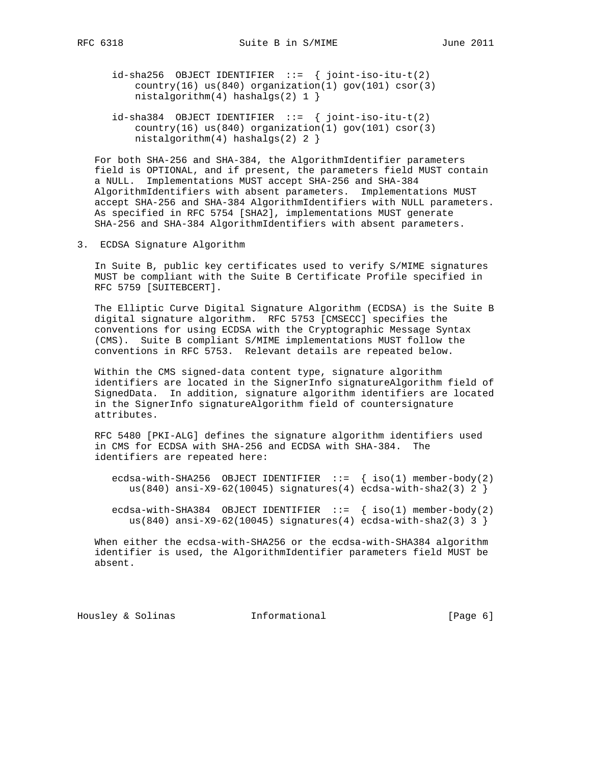```
id-sha256  OBJECT IDENTIFIER  ::=  { joint-iso-itu-t(2)
    country(16) us(840) organization(1) gov(101) csor(3)
    nistalgorithm(4) hashalgs(2) 1 }

id-sha384  OBJECT IDENTIFIER  ::=  { joint-iso-itu-t(2)
    country(16) us(840) organization(1) gov(101) csor(3)
    nistalgorithm(4) hashalgs(2) 2 }
```

For both SHA-256 and SHA-384, the AlgorithmIdentifier parameters field is OPTIONAL, and if present, the parameters field MUST contain a NULL. Implementations MUST accept SHA-256 and SHA-384 AlgorithmIdentifiers with absent parameters. Implementations MUST accept SHA-256 and SHA-384 AlgorithmIdentifiers with NULL parameters. As specified in RFC 5754 [SHA2], implementations MUST generate SHA-256 and SHA-384 AlgorithmIdentifiers with absent parameters.

## 3. ECDSA Signature Algorithm

In Suite B, public key certificates used to verify S/MIME signatures MUST be compliant with the Suite B Certificate Profile specified in RFC 5759 [SUITEBCERT].

The Elliptic Curve Digital Signature Algorithm (ECDSA) is the Suite B digital signature algorithm. RFC 5753 [CMSECC] specifies the conventions for using ECDSA with the Cryptographic Message Syntax (CMS). Suite B compliant S/MIME implementations MUST follow the conventions in RFC 5753. Relevant details are repeated below.

Within the CMS signed-data content type, signature algorithm identifiers are located in the SignerInfo signatureAlgorithm field of SignedData. In addition, signature algorithm identifiers are located in the SignerInfo signatureAlgorithm field of countersignature attributes.

RFC 5480 [PKI-ALG] defines the signature algorithm identifiers used in CMS for ECDSA with SHA-256 and ECDSA with SHA-384. The identifiers are repeated here:

```
ecdsa-with-SHA256  OBJECT IDENTIFIER  ::=  { iso(1) member-body(2)
   us(840) ansi-X9-62(10045) signatures(4) ecdsa-with-sha2(3) 2 }

ecdsa-with-SHA384  OBJECT IDENTIFIER  ::=  { iso(1) member-body(2)
   us(840) ansi-X9-62(10045) signatures(4) ecdsa-with-sha2(3) 3 }
```

When either the ecdsa-with-SHA256 or the ecdsa-with-SHA384 algorithm identifier is used, the AlgorithmIdentifier parameters field MUST be absent.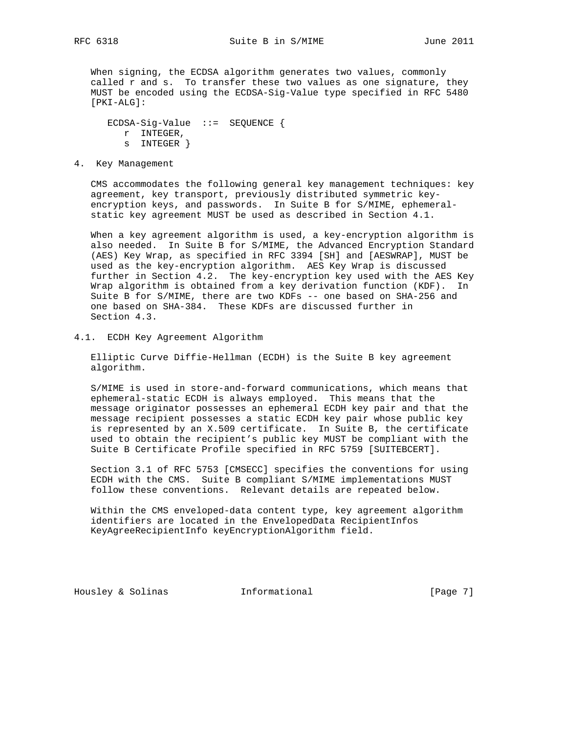When signing, the ECDSA algorithm generates two values, commonly called r and s. To transfer these two values as one signature, they MUST be encoded using the ECDSA-Sig-Value type specified in RFC 5480 [PKI-ALG]:

```
ECDSA-Sig-Value  ::=  SEQUENCE {
   r  INTEGER,
   s  INTEGER }
```

## 4. Key Management

CMS accommodates the following general key management techniques: key agreement, key transport, previously distributed symmetric key-encryption keys, and passwords. In Suite B for S/MIME, ephemeral-static key agreement MUST be used as described in Section 4.1.

When a key agreement algorithm is used, a key-encryption algorithm is also needed. In Suite B for S/MIME, the Advanced Encryption Standard (AES) Key Wrap, as specified in RFC 3394 [SH] and [AESWRAP], MUST be used as the key-encryption algorithm. AES Key Wrap is discussed further in Section 4.2. The key-encryption key used with the AES Key Wrap algorithm is obtained from a key derivation function (KDF). In Suite B for S/MIME, there are two KDFs -- one based on SHA-256 and one based on SHA-384. These KDFs are discussed further in Section 4.3.

### 4.1. ECDH Key Agreement Algorithm

Elliptic Curve Diffie-Hellman (ECDH) is the Suite B key agreement algorithm.

S/MIME is used in store-and-forward communications, which means that ephemeral-static ECDH is always employed. This means that the message originator possesses an ephemeral ECDH key pair and that the message recipient possesses a static ECDH key pair whose public key is represented by an X.509 certificate. In Suite B, the certificate used to obtain the recipient's public key MUST be compliant with the Suite B Certificate Profile specified in RFC 5759 [SUITEBCERT].

Section 3.1 of RFC 5753 [CMSECC] specifies the conventions for using ECDH with the CMS. Suite B compliant S/MIME implementations MUST follow these conventions. Relevant details are repeated below.

Within the CMS enveloped-data content type, key agreement algorithm identifiers are located in the EnvelopedData RecipientInfos KeyAgreeRecipientInfo keyEncryptionAlgorithm field.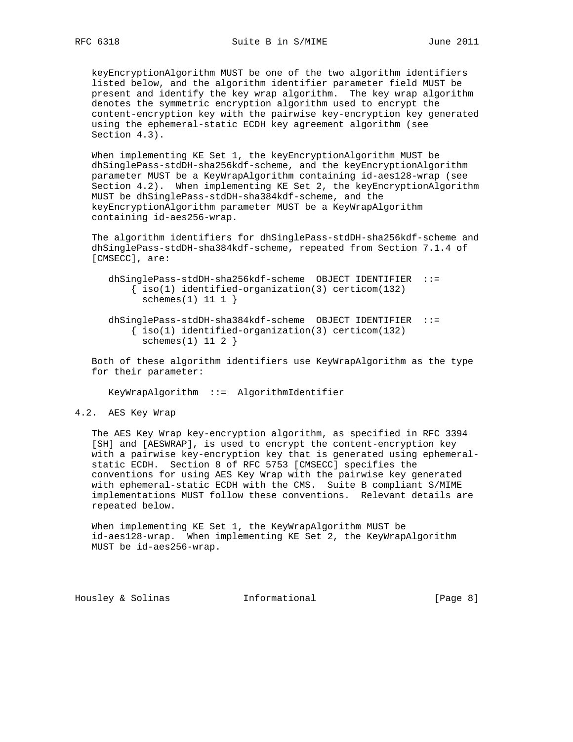keyEncryptionAlgorithm MUST be one of the two algorithm identifiers listed below, and the algorithm identifier parameter field MUST be present and identify the key wrap algorithm. The key wrap algorithm denotes the symmetric encryption algorithm used to encrypt the content-encryption key with the pairwise key-encryption key generated using the ephemeral-static ECDH key agreement algorithm (see Section 4.3).

When implementing KE Set 1, the keyEncryptionAlgorithm MUST be dhSinglePass-stdDH-sha256kdf-scheme, and the keyEncryptionAlgorithm parameter MUST be a KeyWrapAlgorithm containing id-aes128-wrap (see Section 4.2). When implementing KE Set 2, the keyEncryptionAlgorithm MUST be dhSinglePass-stdDH-sha384kdf-scheme, and the keyEncryptionAlgorithm parameter MUST be a KeyWrapAlgorithm containing id-aes256-wrap.

The algorithm identifiers for dhSinglePass-stdDH-sha256kdf-scheme and dhSinglePass-stdDH-sha384kdf-scheme, repeated from Section 7.1.4 of [CMSECC], are:

```
dhSinglePass-stdDH-sha256kdf-scheme  OBJECT IDENTIFIER  ::=
    { iso(1) identified-organization(3) certicom(132)
      schemes(1) 11 1 }

dhSinglePass-stdDH-sha384kdf-scheme  OBJECT IDENTIFIER  ::=
    { iso(1) identified-organization(3) certicom(132)
      schemes(1) 11 2 }
```

Both of these algorithm identifiers use KeyWrapAlgorithm as the type for their parameter:

```
KeyWrapAlgorithm  ::=  AlgorithmIdentifier
```

## 4.2. AES Key Wrap

The AES Key Wrap key-encryption algorithm, as specified in RFC 3394 [SH] and [AESWRAP], is used to encrypt the content-encryption key with a pairwise key-encryption key that is generated using ephemeral-static ECDH. Section 8 of RFC 5753 [CMSECC] specifies the conventions for using AES Key Wrap with the pairwise key generated with ephemeral-static ECDH with the CMS. Suite B compliant S/MIME implementations MUST follow these conventions. Relevant details are repeated below.

When implementing KE Set 1, the KeyWrapAlgorithm MUST be id-aes128-wrap. When implementing KE Set 2, the KeyWrapAlgorithm MUST be id-aes256-wrap.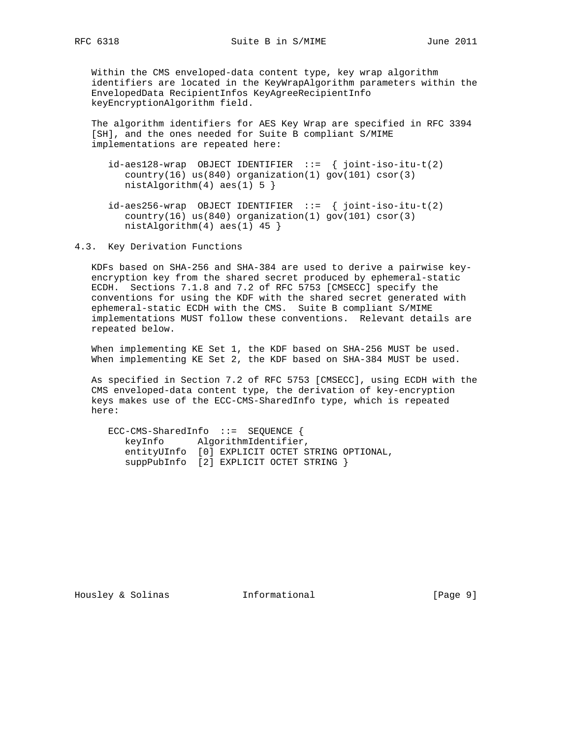Within the CMS enveloped-data content type, key wrap algorithm identifiers are located in the KeyWrapAlgorithm parameters within the EnvelopedData RecipientInfos KeyAgreeRecipientInfo keyEncryptionAlgorithm field.

The algorithm identifiers for AES Key Wrap are specified in RFC 3394 [SH], and the ones needed for Suite B compliant S/MIME implementations are repeated here:

```
id-aes128-wrap  OBJECT IDENTIFIER  ::=  { joint-iso-itu-t(2)
   country(16) us(840) organization(1) gov(101) csor(3)
   nistAlgorithm(4) aes(1) 5 }

id-aes256-wrap  OBJECT IDENTIFIER  ::=  { joint-iso-itu-t(2)
   country(16) us(840) organization(1) gov(101) csor(3)
   nistAlgorithm(4) aes(1) 45 }
```

### 4.3. Key Derivation Functions

KDFs based on SHA-256 and SHA-384 are used to derive a pairwise key-encryption key from the shared secret produced by ephemeral-static ECDH. Sections 7.1.8 and 7.2 of RFC 5753 [CMSECC] specify the conventions for using the KDF with the shared secret generated with ephemeral-static ECDH with the CMS. Suite B compliant S/MIME implementations MUST follow these conventions. Relevant details are repeated below.

When implementing KE Set 1, the KDF based on SHA-256 MUST be used. When implementing KE Set 2, the KDF based on SHA-384 MUST be used.

As specified in Section 7.2 of RFC 5753 [CMSECC], using ECDH with the CMS enveloped-data content type, the derivation of key-encryption keys makes use of the ECC-CMS-SharedInfo type, which is repeated here:

```
ECC-CMS-SharedInfo  ::=  SEQUENCE {
   keyInfo      AlgorithmIdentifier,
   entityUInfo  [0] EXPLICIT OCTET STRING OPTIONAL,
   suppPubInfo  [2] EXPLICIT OCTET STRING }
```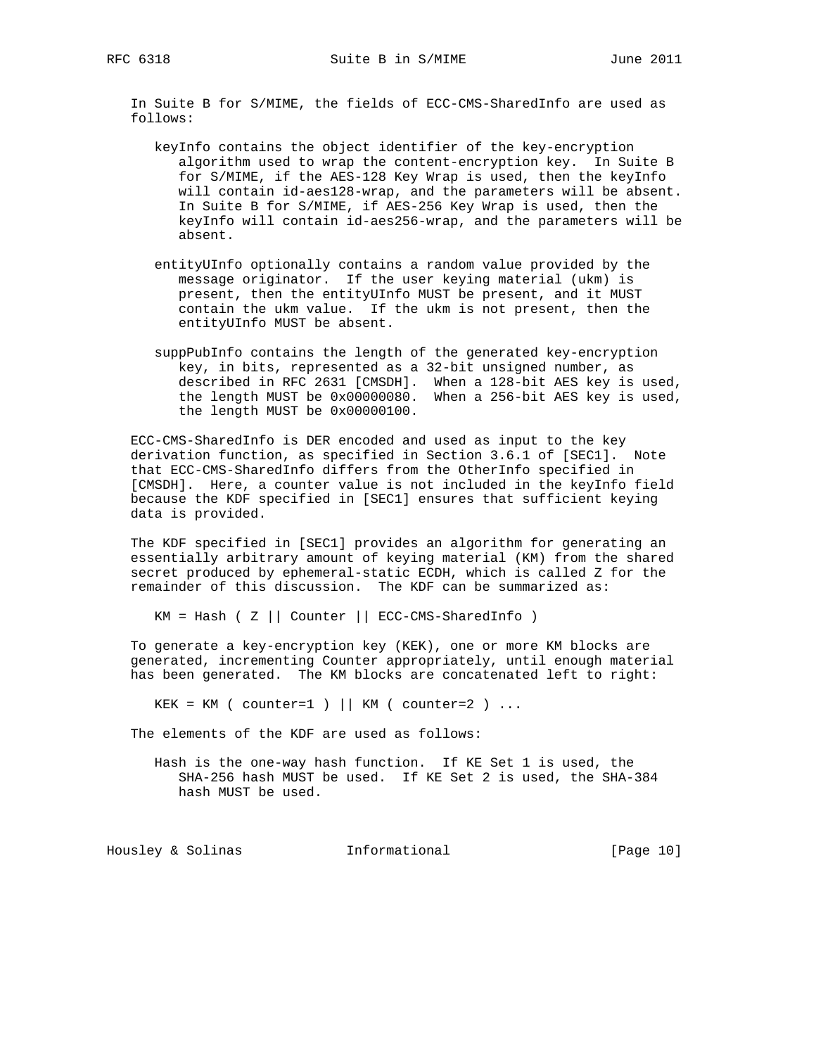In Suite B for S/MIME, the fields of ECC-CMS-SharedInfo are used as follows:

- keyInfo contains the object identifier of the key-encryption algorithm used to wrap the content-encryption key. In Suite B for S/MIME, if the AES-128 Key Wrap is used, then the keyInfo will contain id-aes128-wrap, and the parameters will be absent. In Suite B for S/MIME, if AES-256 Key Wrap is used, then the keyInfo will contain id-aes256-wrap, and the parameters will be absent.

- entityUInfo optionally contains a random value provided by the message originator. If the user keying material (ukm) is present, then the entityUInfo MUST be present, and it MUST contain the ukm value. If the ukm is not present, then the entityUInfo MUST be absent.

- suppPubInfo contains the length of the generated key-encryption key, in bits, represented as a 32-bit unsigned number, as described in RFC 2631 [CMSDH]. When a 128-bit AES key is used, the length MUST be 0x00000080. When a 256-bit AES key is used, the length MUST be 0x00000100.

ECC-CMS-SharedInfo is DER encoded and used as input to the key derivation function, as specified in Section 3.6.1 of [SEC1]. Note that ECC-CMS-SharedInfo differs from the OtherInfo specified in [CMSDH]. Here, a counter value is not included in the keyInfo field because the KDF specified in [SEC1] ensures that sufficient keying data is provided.

The KDF specified in [SEC1] provides an algorithm for generating an essentially arbitrary amount of keying material (KM) from the shared secret produced by ephemeral-static ECDH, which is called Z for the remainder of this discussion. The KDF can be summarized as:

```
KM = Hash ( Z || Counter || ECC-CMS-SharedInfo )
```

To generate a key-encryption key (KEK), one or more KM blocks are generated, incrementing Counter appropriately, until enough material has been generated. The KM blocks are concatenated left to right:

```
KEK = KM ( counter=1 ) || KM ( counter=2 ) ...
```

The elements of the KDF are used as follows:

- Hash is the one-way hash function. If KE Set 1 is used, the SHA-256 hash MUST be used. If KE Set 2 is used, the SHA-384 hash MUST be used.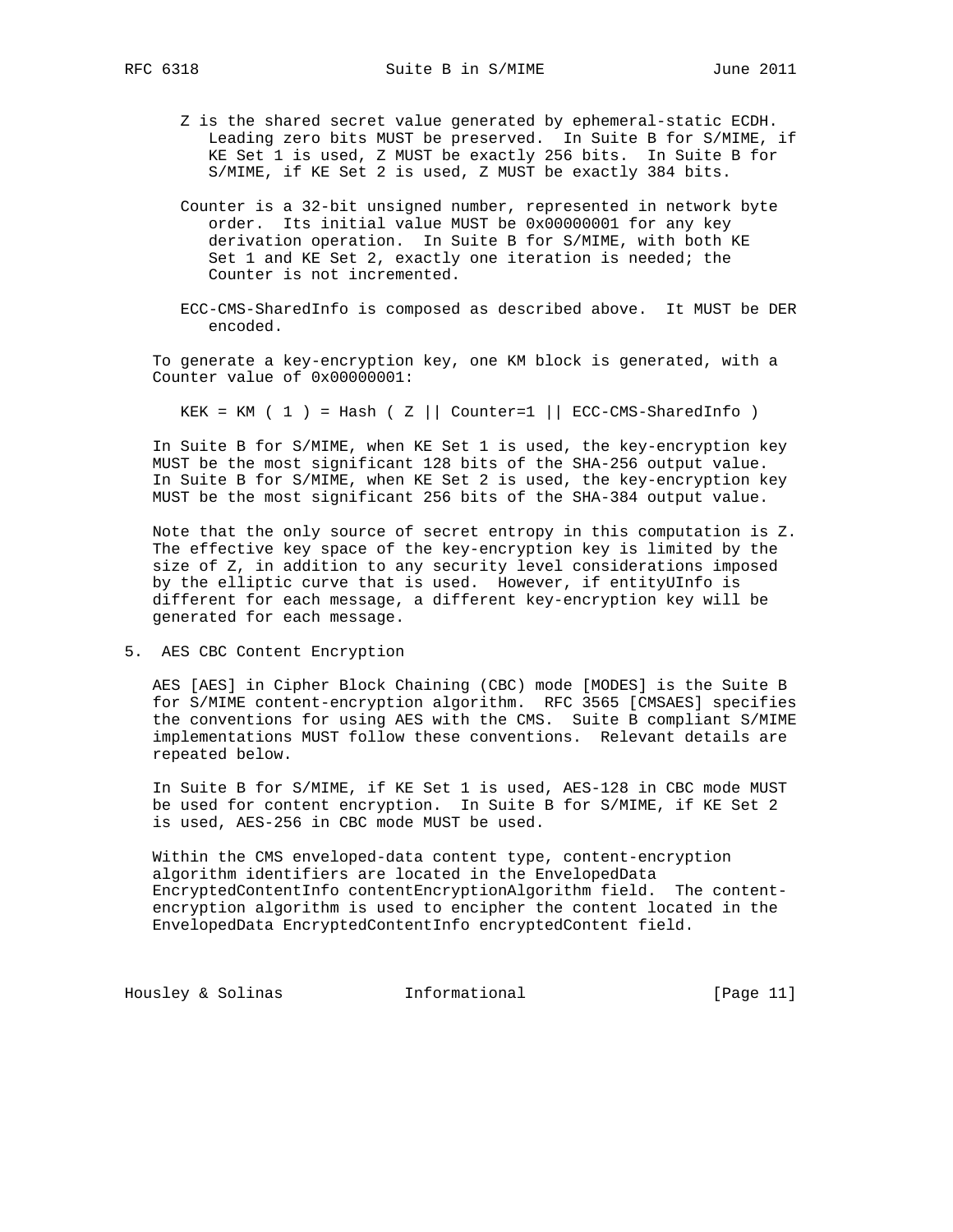Z is the shared secret value generated by ephemeral-static ECDH. Leading zero bits MUST be preserved. In Suite B for S/MIME, if KE Set 1 is used, Z MUST be exactly 256 bits. In Suite B for S/MIME, if KE Set 2 is used, Z MUST be exactly 384 bits.

Counter is a 32-bit unsigned number, represented in network byte order. Its initial value MUST be 0x00000001 for any key derivation operation. In Suite B for S/MIME, with both KE Set 1 and KE Set 2, exactly one iteration is needed; the Counter is not incremented.

ECC-CMS-SharedInfo is composed as described above. It MUST be DER encoded.

To generate a key-encryption key, one KM block is generated, with a Counter value of 0x00000001:

```
KEK = KM ( 1 ) = Hash ( Z || Counter=1 || ECC-CMS-SharedInfo )
```

In Suite B for S/MIME, when KE Set 1 is used, the key-encryption key MUST be the most significant 128 bits of the SHA-256 output value. In Suite B for S/MIME, when KE Set 2 is used, the key-encryption key MUST be the most significant 256 bits of the SHA-384 output value.

Note that the only source of secret entropy in this computation is Z. The effective key space of the key-encryption key is limited by the size of Z, in addition to any security level considerations imposed by the elliptic curve that is used. However, if entityUInfo is different for each message, a different key-encryption key will be generated for each message.

## 5. AES CBC Content Encryption

AES [AES] in Cipher Block Chaining (CBC) mode [MODES] is the Suite B for S/MIME content-encryption algorithm. RFC 3565 [CMSAES] specifies the conventions for using AES with the CMS. Suite B compliant S/MIME implementations MUST follow these conventions. Relevant details are repeated below.

In Suite B for S/MIME, if KE Set 1 is used, AES-128 in CBC mode MUST be used for content encryption. In Suite B for S/MIME, if KE Set 2 is used, AES-256 in CBC mode MUST be used.

Within the CMS enveloped-data content type, content-encryption algorithm identifiers are located in the EnvelopedData EncryptedContentInfo contentEncryptionAlgorithm field. The content-encryption algorithm is used to encipher the content located in the EnvelopedData EncryptedContentInfo encryptedContent field.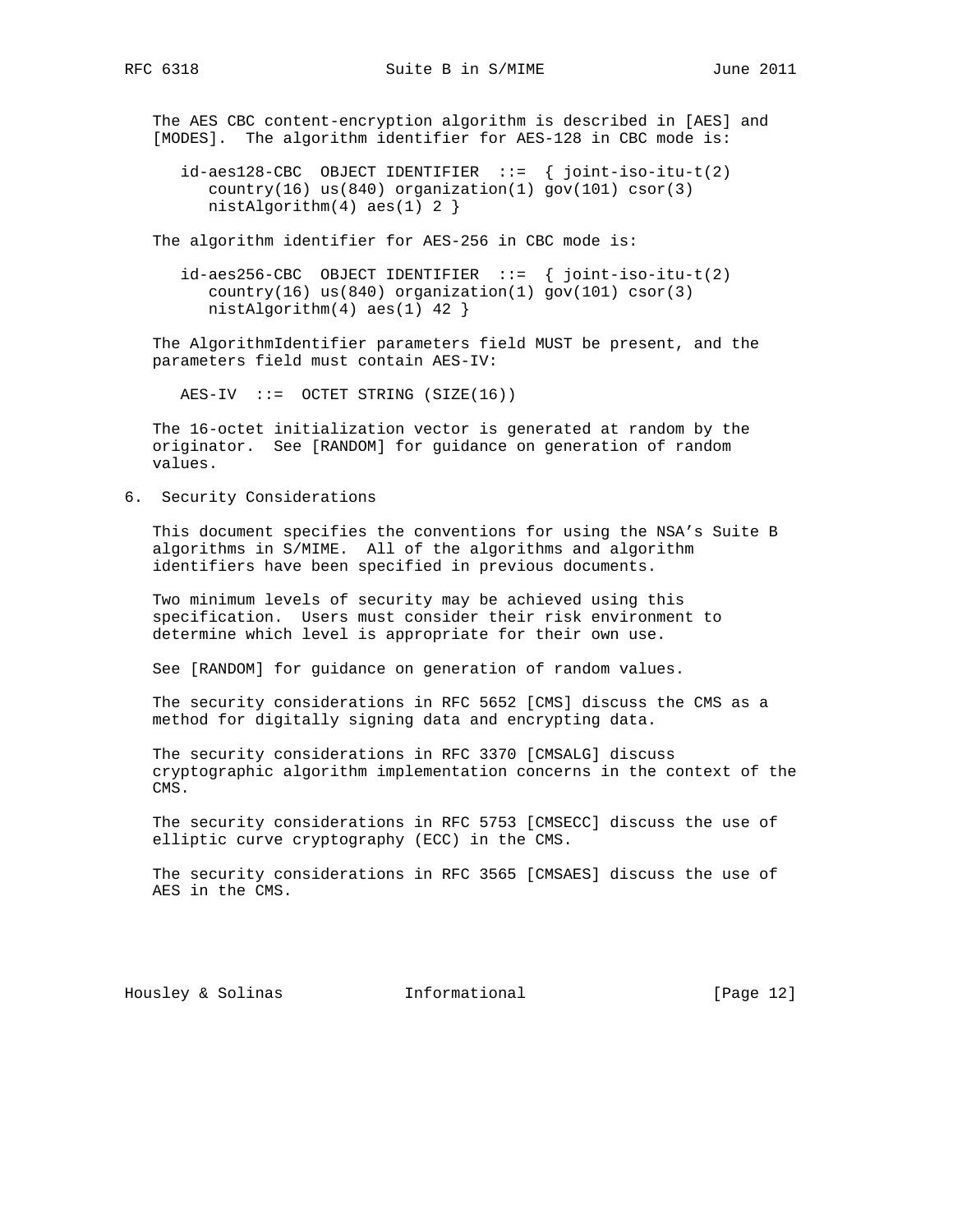The AES CBC content-encryption algorithm is described in [AES] and [MODES]. The algorithm identifier for AES-128 in CBC mode is:

```
id-aes128-CBC  OBJECT IDENTIFIER  ::=  { joint-iso-itu-t(2)
   country(16) us(840) organization(1) gov(101) csor(3)
   nistAlgorithm(4) aes(1) 2 }
```

The algorithm identifier for AES-256 in CBC mode is:

```
id-aes256-CBC  OBJECT IDENTIFIER  ::=  { joint-iso-itu-t(2)
   country(16) us(840) organization(1) gov(101) csor(3)
   nistAlgorithm(4) aes(1) 42 }
```

The AlgorithmIdentifier parameters field MUST be present, and the parameters field must contain AES-IV:

```
AES-IV  ::=  OCTET STRING (SIZE(16))
```

The 16-octet initialization vector is generated at random by the originator. See [RANDOM] for guidance on generation of random values.

## 6. Security Considerations

This document specifies the conventions for using the NSA's Suite B algorithms in S/MIME. All of the algorithms and algorithm identifiers have been specified in previous documents.

Two minimum levels of security may be achieved using this specification. Users must consider their risk environment to determine which level is appropriate for their own use.

See [RANDOM] for guidance on generation of random values.

The security considerations in RFC 5652 [CMS] discuss the CMS as a method for digitally signing data and encrypting data.

The security considerations in RFC 3370 [CMSALG] discuss cryptographic algorithm implementation concerns in the context of the CMS.

The security considerations in RFC 5753 [CMSECC] discuss the use of elliptic curve cryptography (ECC) in the CMS.

The security considerations in RFC 3565 [CMSAES] discuss the use of AES in the CMS.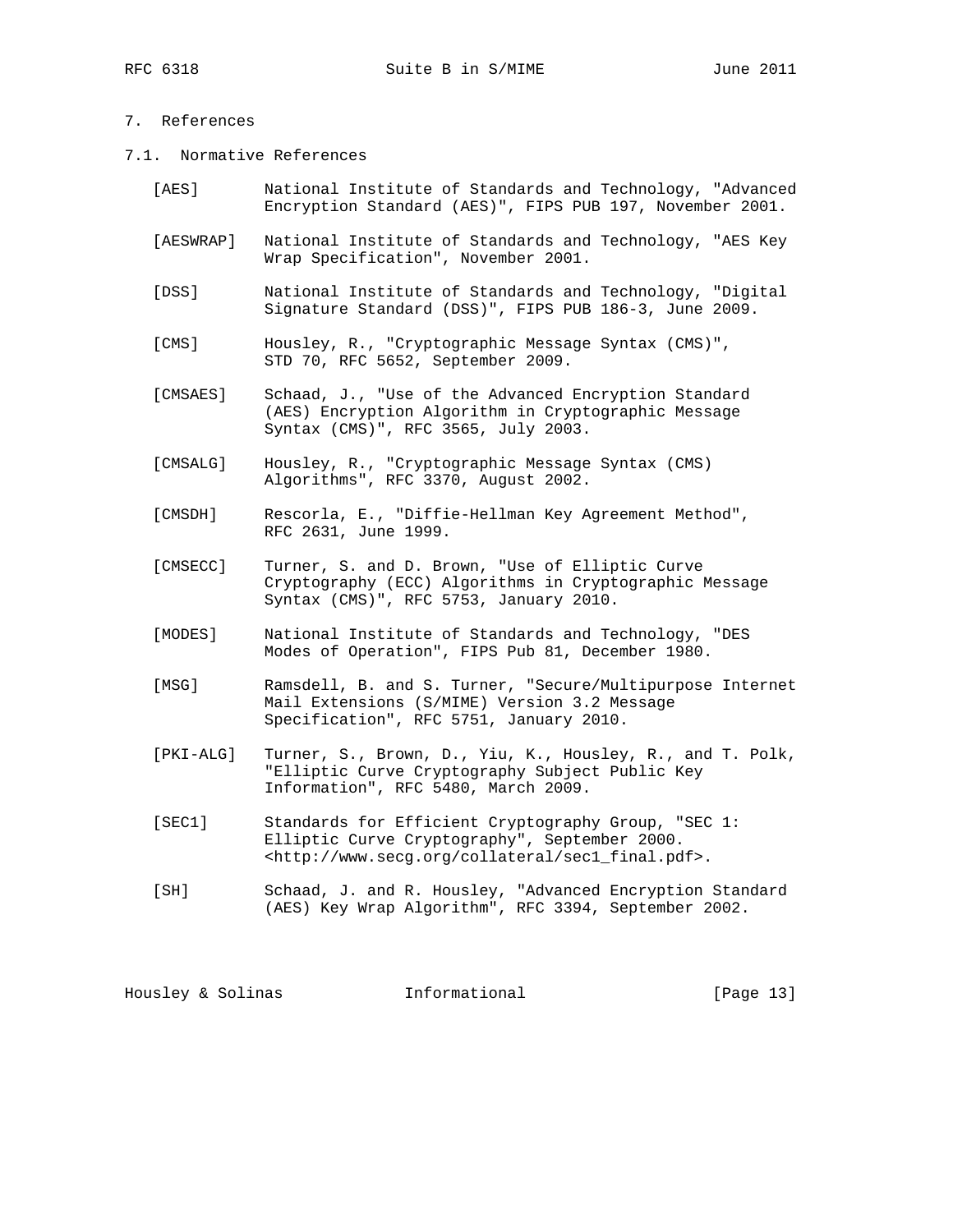## 7. References

### 7.1. Normative References

[AES] National Institute of Standards and Technology, "Advanced Encryption Standard (AES)", FIPS PUB 197, November 2001.

[AESWRAP] National Institute of Standards and Technology, "AES Key Wrap Specification", November 2001.

[DSS] National Institute of Standards and Technology, "Digital Signature Standard (DSS)", FIPS PUB 186-3, June 2009.

[CMS] Housley, R., "Cryptographic Message Syntax (CMS)", STD 70, RFC 5652, September 2009.

[CMSAES] Schaad, J., "Use of the Advanced Encryption Standard (AES) Encryption Algorithm in Cryptographic Message Syntax (CMS)", RFC 3565, July 2003.

[CMSALG] Housley, R., "Cryptographic Message Syntax (CMS) Algorithms", RFC 3370, August 2002.

[CMSDH] Rescorla, E., "Diffie-Hellman Key Agreement Method", RFC 2631, June 1999.

[CMSECC] Turner, S. and D. Brown, "Use of Elliptic Curve Cryptography (ECC) Algorithms in Cryptographic Message Syntax (CMS)", RFC 5753, January 2010.

[MODES] National Institute of Standards and Technology, "DES Modes of Operation", FIPS Pub 81, December 1980.

[MSG] Ramsdell, B. and S. Turner, "Secure/Multipurpose Internet Mail Extensions (S/MIME) Version 3.2 Message Specification", RFC 5751, January 2010.

[PKI-ALG] Turner, S., Brown, D., Yiu, K., Housley, R., and T. Polk, "Elliptic Curve Cryptography Subject Public Key Information", RFC 5480, March 2009.

[SEC1] Standards for Efficient Cryptography Group, "SEC 1: Elliptic Curve Cryptography", September 2000. <http://www.secg.org/collateral/sec1_final.pdf>.

[SH] Schaad, J. and R. Housley, "Advanced Encryption Standard (AES) Key Wrap Algorithm", RFC 3394, September 2002.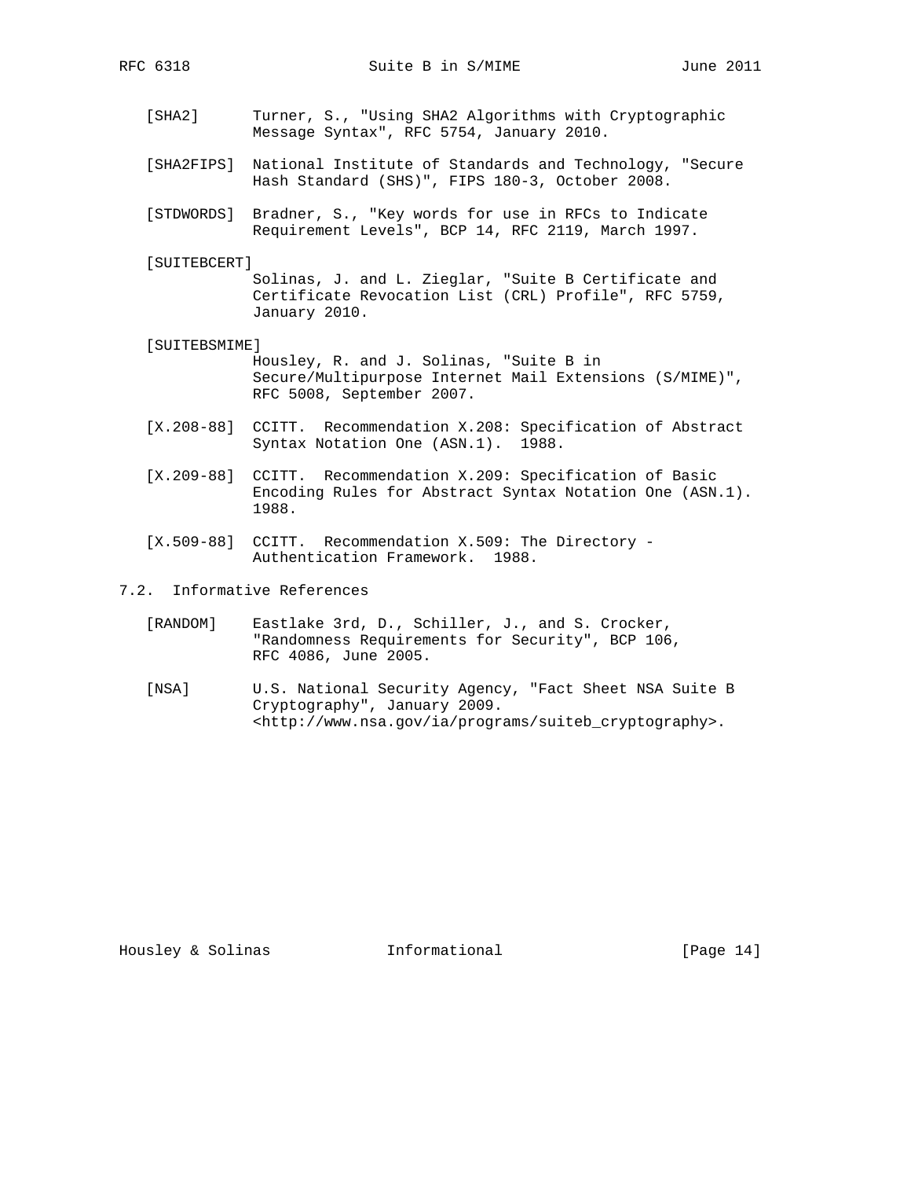[SHA2] Turner, S., "Using SHA2 Algorithms with Cryptographic Message Syntax", RFC 5754, January 2010.

[SHA2FIPS] National Institute of Standards and Technology, "Secure Hash Standard (SHS)", FIPS 180-3, October 2008.

[STDWORDS] Bradner, S., "Key words for use in RFCs to Indicate Requirement Levels", BCP 14, RFC 2119, March 1997.

[SUITEBCERT] Solinas, J. and L. Zieglar, "Suite B Certificate and Certificate Revocation List (CRL) Profile", RFC 5759, January 2010.

[SUITEBSMIME] Housley, R. and J. Solinas, "Suite B in Secure/Multipurpose Internet Mail Extensions (S/MIME)", RFC 5008, September 2007.

[X.208-88] CCITT. Recommendation X.208: Specification of Abstract Syntax Notation One (ASN.1). 1988.

[X.209-88] CCITT. Recommendation X.209: Specification of Basic Encoding Rules for Abstract Syntax Notation One (ASN.1). 1988.

[X.509-88] CCITT. Recommendation X.509: The Directory - Authentication Framework. 1988.

### 7.2. Informative References

[RANDOM] Eastlake 3rd, D., Schiller, J., and S. Crocker, "Randomness Requirements for Security", BCP 106, RFC 4086, June 2005.

[NSA] U.S. National Security Agency, "Fact Sheet NSA Suite B Cryptography", January 2009. <http://www.nsa.gov/ia/programs/suiteb_cryptography>.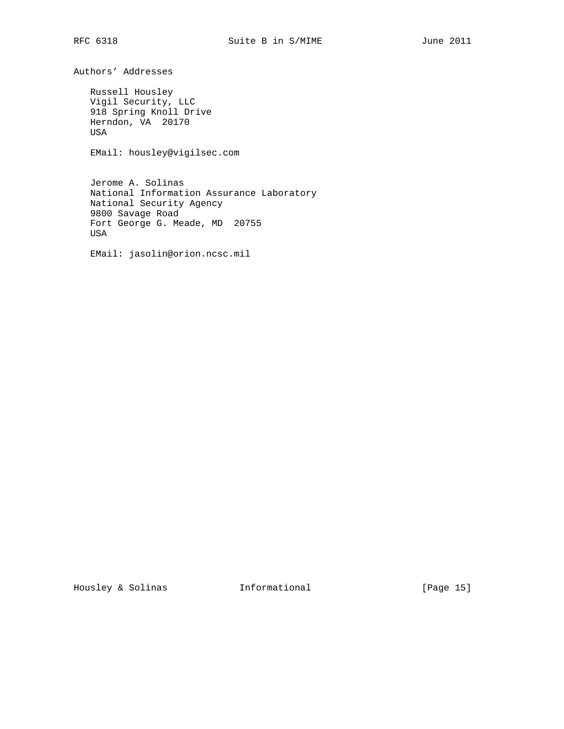## Authors' Addresses

Russell Housley
Vigil Security, LLC
918 Spring Knoll Drive
Herndon, VA  20170
USA

EMail: housley@vigilsec.com

Jerome A. Solinas
National Information Assurance Laboratory
National Security Agency
9800 Savage Road
Fort George G. Meade, MD  20755
USA

EMail: jasolin@orion.ncsc.mil